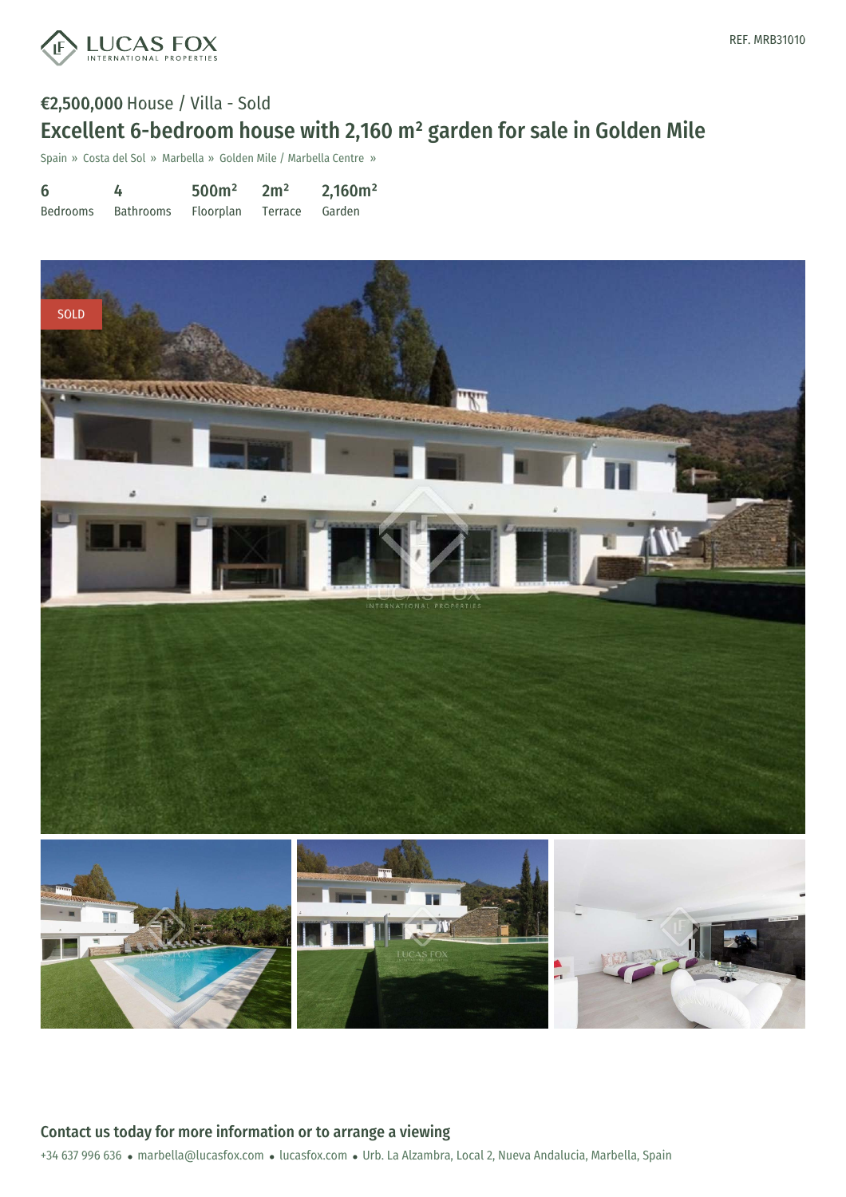LUCAS FOX
INTERNATIONAL PROPERTIES

REF. MRB31010

€2,500,000 House / Villa - Sold

# Excellent 6-bedroom house with 2,160 m² garden for sale in Golden Mile

Spain » Costa del Sol » Marbella » Golden Mile / Marbella Centre »

| 6 | 4 | 500m² | 2m² | 2,160m² |
|---|---|---|---|---|
| Bedrooms | Bathrooms | Floorplan | Terrace | Garden |

SOLD

## Contact us today for more information or to arrange a viewing

+34 637 996 636 • marbella@lucasfox.com • lucasfox.com • Urb. La Alzambra, Local 2, Nueva Andalucia, Marbella, Spain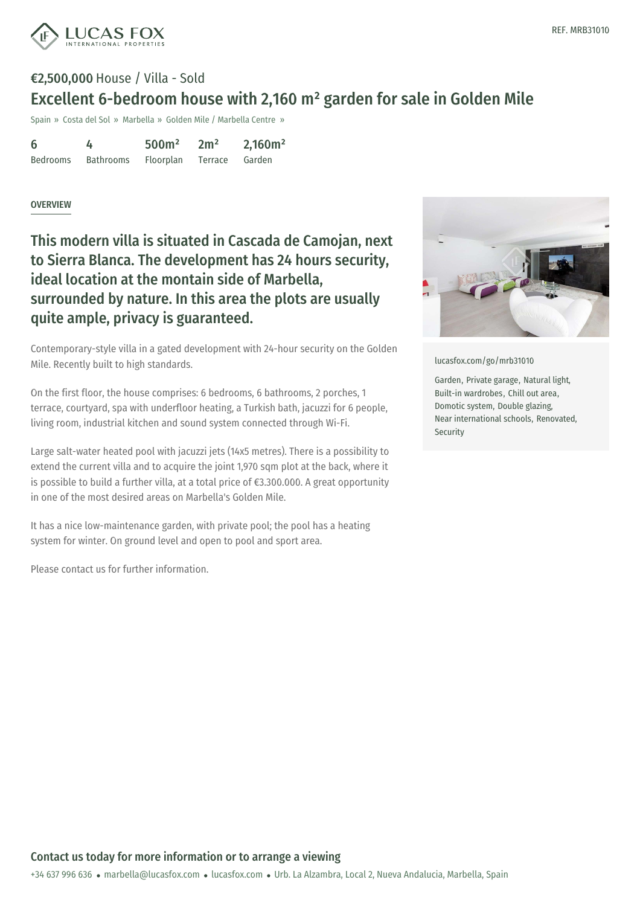REF. MRB31010

**€2,500,000** House / Villa - Sold

# Excellent 6-bedroom house with 2,160 m² garden for sale in Golden Mile

Spain » Costa del Sol » Marbella » Golden Mile / Marbella Centre »

| 6 | 4 | 500m² | 2m² | 2,160m² |
|---|---|---|---|---|
| Bedrooms | Bathrooms | Floorplan | Terrace | Garden |

## OVERVIEW

## This modern villa is situated in Cascada de Camojan, next to Sierra Blanca. The development has 24 hours security, ideal location at the montain side of Marbella, surrounded by nature. In this area the plots are usually quite ample, privacy is guaranteed.

Contemporary-style villa in a gated development with 24-hour security on the Golden Mile. Recently built to high standards.

On the first floor, the house comprises: 6 bedrooms, 6 bathrooms, 2 porches, 1 terrace, courtyard, spa with underfloor heating, a Turkish bath, jacuzzi for 6 people, living room, industrial kitchen and sound system connected through Wi-Fi.

Large salt-water heated pool with jacuzzi jets (14x5 metres). There is a possibility to extend the current villa and to acquire the joint 1,970 sqm plot at the back, where it is possible to build a further villa, at a total price of €3.300.000. A great opportunity in one of the most desired areas on Marbella's Golden Mile.

It has a nice low-maintenance garden, with private pool; the pool has a heating system for winter. On ground level and open to pool and sport area.

Please contact us for further information.

lucasfox.com/go/mrb31010

Garden, Private garage, Natural light, Built-in wardrobes, Chill out area, Domotic system, Double glazing, Near international schools, Renovated, Security

## Contact us today for more information or to arrange a viewing

+34 637 996 636 • marbella@lucasfox.com • lucasfox.com • Urb. La Alzambra, Local 2, Nueva Andalucia, Marbella, Spain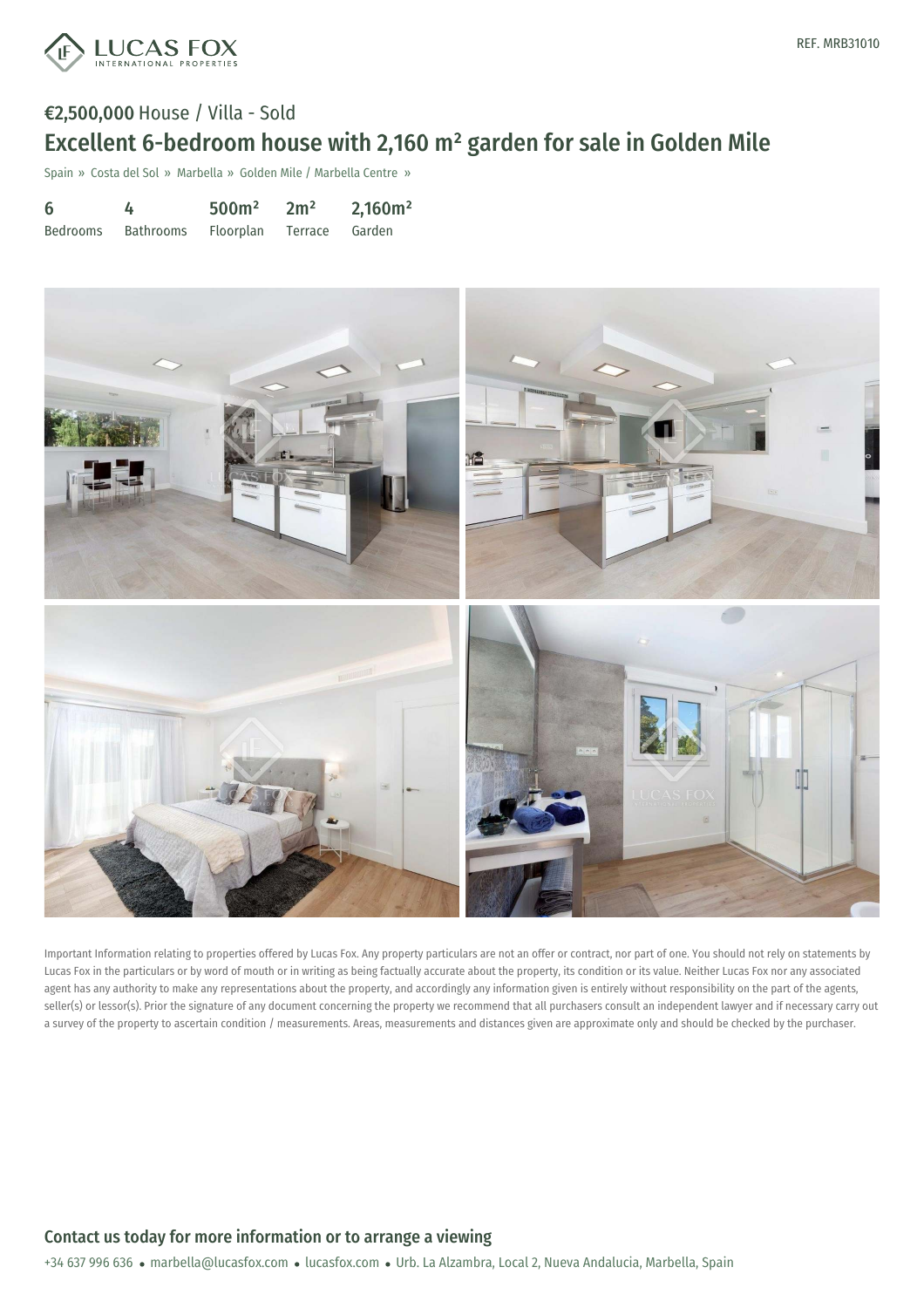REF. MRB31010

**€2,500,000** House / Villa - Sold

# Excellent 6-bedroom house with 2,160 m² garden for sale in Golden Mile

Spain » Costa del Sol » Marbella » Golden Mile / Marbella Centre »

| 6 | 4 | 500m² | 2m² | 2,160m² |
|---|---|---|---|---|
| Bedrooms | Bathrooms | Floorplan | Terrace | Garden |

Important Information relating to properties offered by Lucas Fox. Any property particulars are not an offer or contract, nor part of one. You should not rely on statements by Lucas Fox in the particulars or by word of mouth or in writing as being factually accurate about the property, its condition or its value. Neither Lucas Fox nor any associated agent has any authority to make any representations about the property, and accordingly any information given is entirely without responsibility on the part of the agents, seller(s) or lessor(s). Prior the signature of any document concerning the property we recommend that all purchasers consult an independent lawyer and if necessary carry out a survey of the property to ascertain condition / measurements. Areas, measurements and distances given are approximate only and should be checked by the purchaser.

## Contact us today for more information or to arrange a viewing

+34 637 996 636 • marbella@lucasfox.com • lucasfox.com • Urb. La Alzambra, Local 2, Nueva Andalucia, Marbella, Spain